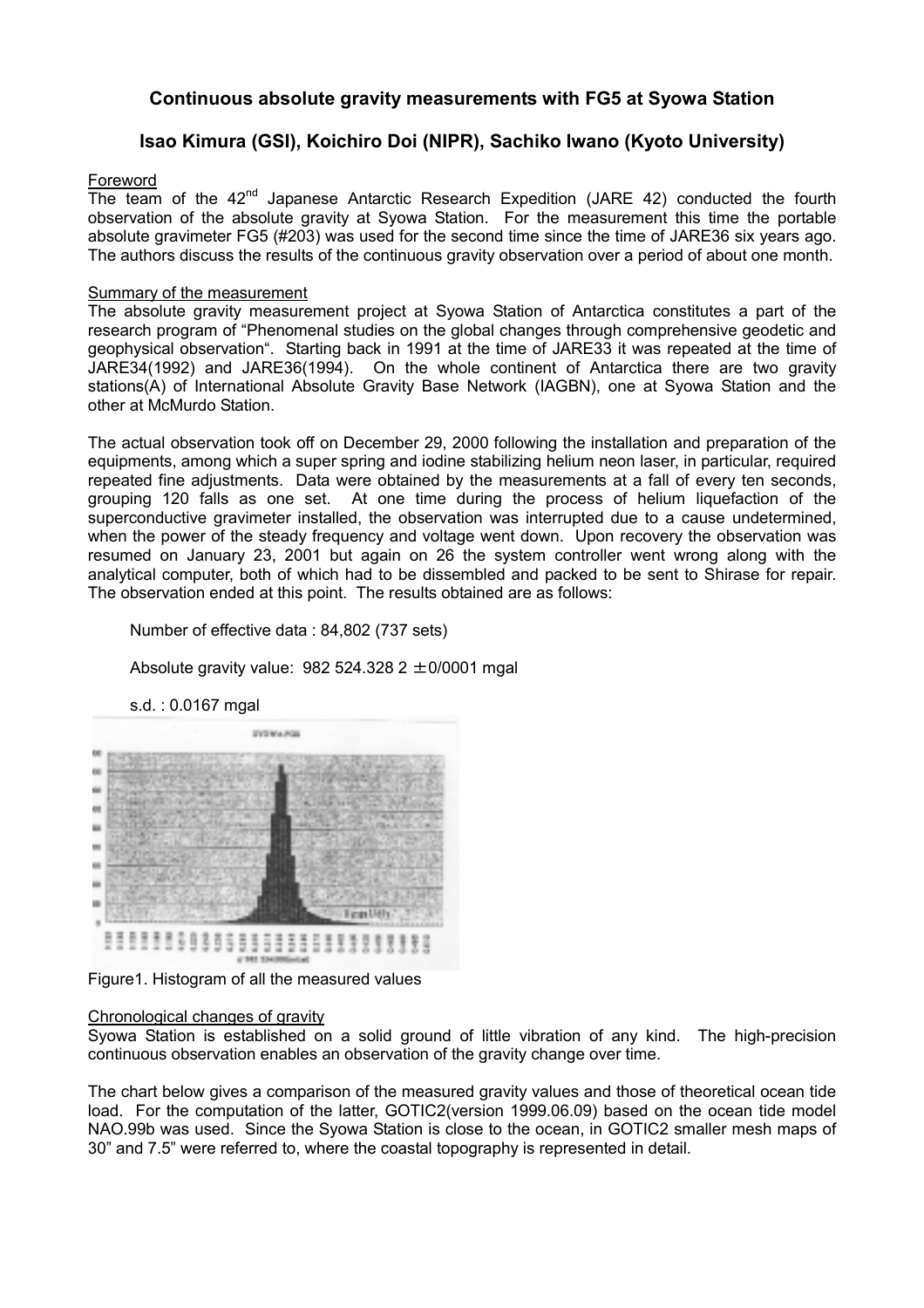# Continuous absolute gravity measurements with FG5 at Syowa Station

## Isao Kimura (GSI), Koichiro Doi (NIPR), Sachiko Iwano (Kyoto University)

### Foreword

The team of the 42nd Japanese Antarctic Research Expedition (JARE 42) conducted the fourth observation of the absolute gravity at Syowa Station. For the measurement this time the portable absolute gravimeter FG5 (#203) was used for the second time since the time of JARE36 six years ago. The authors discuss the results of the continuous gravity observation over a period of about one month.

### Summary of the measurement

The absolute gravity measurement project at Syowa Station of Antarctica constitutes a part of the research program of "Phenomenal studies on the global changes through comprehensive geodetic and geophysical observation". Starting back in 1991 at the time of JARE33 it was repeated at the time of JARE34(1992) and JARE36(1994). On the whole continent of Antarctica there are two gravity stations(A) of International Absolute Gravity Base Network (IAGBN), one at Syowa Station and the other at McMurdo Station.

The actual observation took off on December 29, 2000 following the installation and preparation of the equipments, among which a super spring and iodine stabilizing helium neon laser, in particular, required repeated fine adjustments. Data were obtained by the measurements at a fall of every ten seconds, grouping 120 falls as one set. At one time during the process of helium liquefaction of the superconductive gravimeter installed, the observation was interrupted due to a cause undetermined, when the power of the steady frequency and voltage went down. Upon recovery the observation was resumed on January 23, 2001 but again on 26 the system controller went wrong along with the analytical computer, both of which had to be dissembled and packed to be sent to Shirase for repair. The observation ended at this point. The results obtained are as follows:

Number of effective data : 84,802 (737 sets)

Absolute gravity value: 982 524.328 2 ±0/0001 mgal

s.d. : 0.0167 mgal

Figure1. Histogram of all the measured values

### Chronological changes of gravity

Syowa Station is established on a solid ground of little vibration of any kind. The high-precision continuous observation enables an observation of the gravity change over time.

The chart below gives a comparison of the measured gravity values and those of theoretical ocean tide load. For the computation of the latter, GOTIC2(version 1999.06.09) based on the ocean tide model NAO.99b was used. Since the Syowa Station is close to the ocean, in GOTIC2 smaller mesh maps of 30" and 7.5" were referred to, where the coastal topography is represented in detail.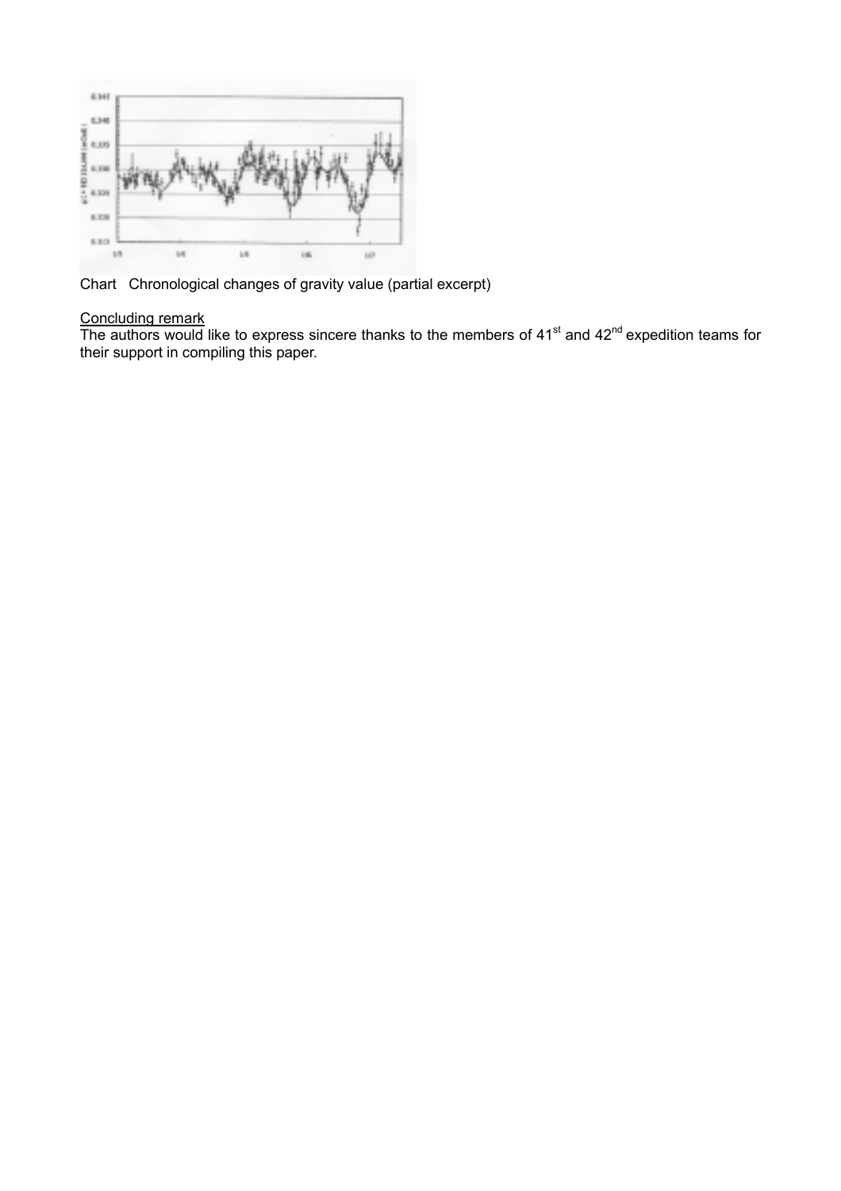Chart Chronological changes of gravity value (partial excerpt)

Concluding remark

The authors would like to express sincere thanks to the members of 41st and 42nd expedition teams for their support in compiling this paper.